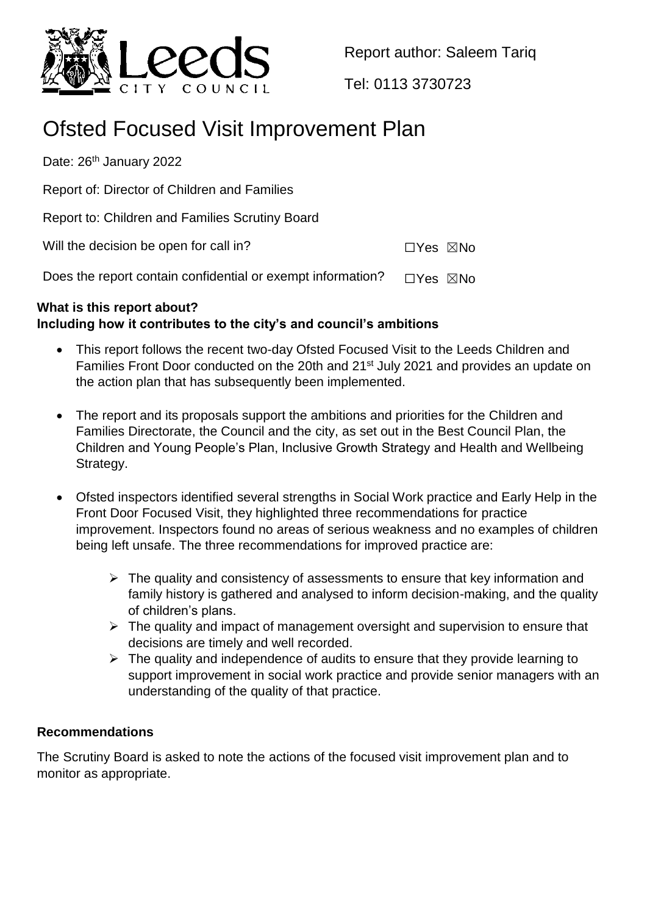Report author: Saleem Tariq

Tel: 0113 3730723

# Ofsted Focused Visit Improvement Plan

Date: 26th January 2022

Report of: Director of Children and Families

Report to: Children and Families Scrutiny Board

Will the decision be open for call in? ☐Yes ☒No

Does the report contain confidential or exempt information? ☐Yes ☒No

**What is this report about?**
**Including how it contributes to the city's and council's ambitions**

- This report follows the recent two-day Ofsted Focused Visit to the Leeds Children and Families Front Door conducted on the 20th and 21st July 2021 and provides an update on the action plan that has subsequently been implemented.
- The report and its proposals support the ambitions and priorities for the Children and Families Directorate, the Council and the city, as set out in the Best Council Plan, the Children and Young People's Plan, Inclusive Growth Strategy and Health and Wellbeing Strategy.
- Ofsted inspectors identified several strengths in Social Work practice and Early Help in the Front Door Focused Visit, they highlighted three recommendations for practice improvement. Inspectors found no areas of serious weakness and no examples of children being left unsafe. The three recommendations for improved practice are:
  - The quality and consistency of assessments to ensure that key information and family history is gathered and analysed to inform decision-making, and the quality of children's plans.
  - The quality and impact of management oversight and supervision to ensure that decisions are timely and well recorded.
  - The quality and independence of audits to ensure that they provide learning to support improvement in social work practice and provide senior managers with an understanding of the quality of that practice.

**Recommendations**

The Scrutiny Board is asked to note the actions of the focused visit improvement plan and to monitor as appropriate.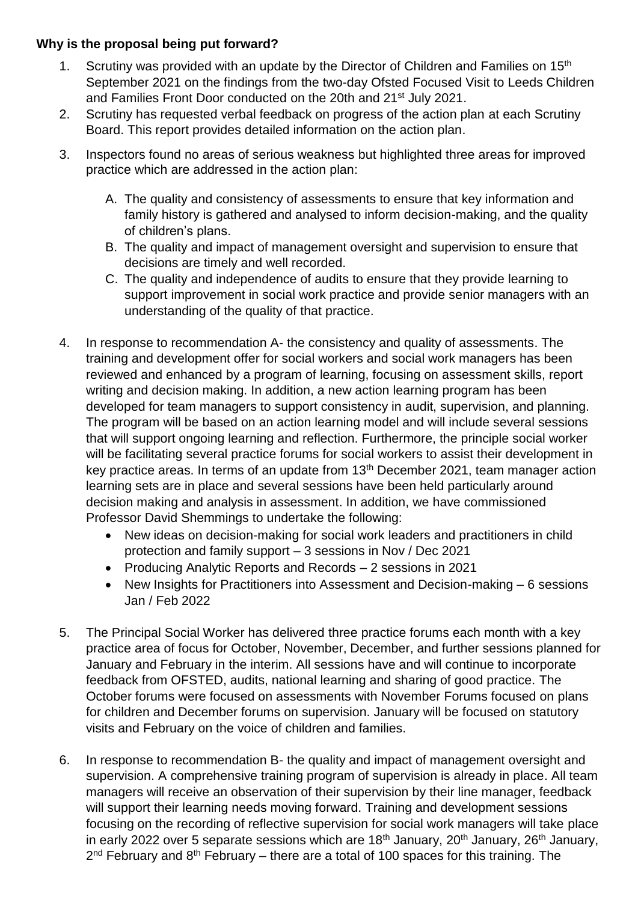**Why is the proposal being put forward?**

1. Scrutiny was provided with an update by the Director of Children and Families on 15th September 2021 on the findings from the two-day Ofsted Focused Visit to Leeds Children and Families Front Door conducted on the 20th and 21st July 2021.
2. Scrutiny has requested verbal feedback on progress of the action plan at each Scrutiny Board. This report provides detailed information on the action plan.
3. Inspectors found no areas of serious weakness but highlighted three areas for improved practice which are addressed in the action plan:

   A. The quality and consistency of assessments to ensure that key information and family history is gathered and analysed to inform decision-making, and the quality of children's plans.

   B. The quality and impact of management oversight and supervision to ensure that decisions are timely and well recorded.

   C. The quality and independence of audits to ensure that they provide learning to support improvement in social work practice and provide senior managers with an understanding of the quality of that practice.

4. In response to recommendation A- the consistency and quality of assessments. The training and development offer for social workers and social work managers has been reviewed and enhanced by a program of learning, focusing on assessment skills, report writing and decision making. In addition, a new action learning program has been developed for team managers to support consistency in audit, supervision, and planning. The program will be based on an action learning model and will include several sessions that will support ongoing learning and reflection. Furthermore, the principle social worker will be facilitating several practice forums for social workers to assist their development in key practice areas. In terms of an update from 13th December 2021, team manager action learning sets are in place and several sessions have been held particularly around decision making and analysis in assessment. In addition, we have commissioned Professor David Shemmings to undertake the following:
   - New ideas on decision-making for social work leaders and practitioners in child protection and family support – 3 sessions in Nov / Dec 2021
   - Producing Analytic Reports and Records – 2 sessions in 2021
   - New Insights for Practitioners into Assessment and Decision-making – 6 sessions Jan / Feb 2022

5. The Principal Social Worker has delivered three practice forums each month with a key practice area of focus for October, November, December, and further sessions planned for January and February in the interim. All sessions have and will continue to incorporate feedback from OFSTED, audits, national learning and sharing of good practice. The October forums were focused on assessments with November Forums focused on plans for children and December forums on supervision. January will be focused on statutory visits and February on the voice of children and families.

6. In response to recommendation B- the quality and impact of management oversight and supervision. A comprehensive training program of supervision is already in place. All team managers will receive an observation of their supervision by their line manager, feedback will support their learning needs moving forward. Training and development sessions focusing on the recording of reflective supervision for social work managers will take place in early 2022 over 5 separate sessions which are 18th January, 20th January, 26th January, 2nd February and 8th February – there are a total of 100 spaces for this training. The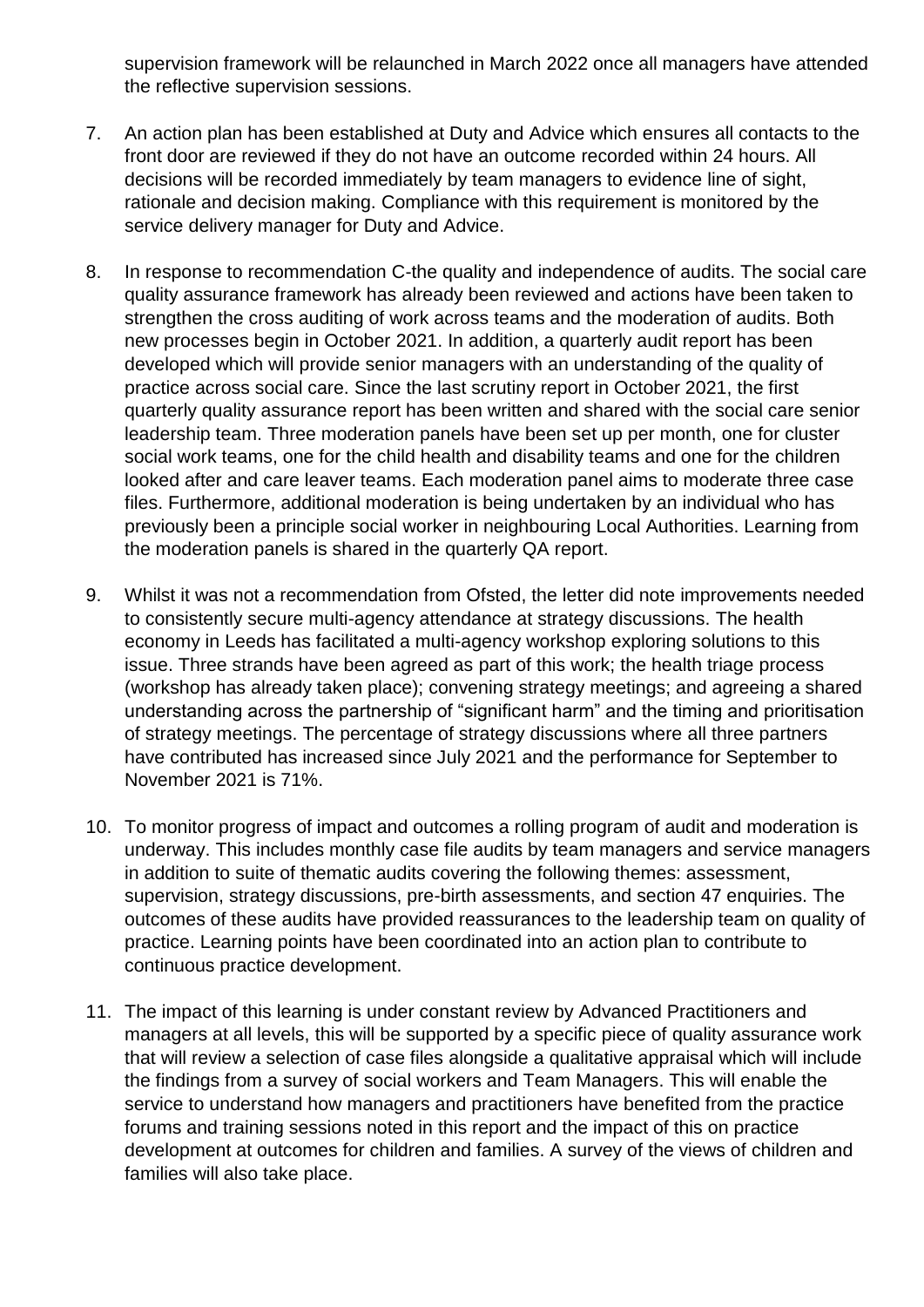supervision framework will be relaunched in March 2022 once all managers have attended the reflective supervision sessions.

7. An action plan has been established at Duty and Advice which ensures all contacts to the front door are reviewed if they do not have an outcome recorded within 24 hours. All decisions will be recorded immediately by team managers to evidence line of sight, rationale and decision making. Compliance with this requirement is monitored by the service delivery manager for Duty and Advice.

8. In response to recommendation C-the quality and independence of audits. The social care quality assurance framework has already been reviewed and actions have been taken to strengthen the cross auditing of work across teams and the moderation of audits. Both new processes begin in October 2021. In addition, a quarterly audit report has been developed which will provide senior managers with an understanding of the quality of practice across social care. Since the last scrutiny report in October 2021, the first quarterly quality assurance report has been written and shared with the social care senior leadership team. Three moderation panels have been set up per month, one for cluster social work teams, one for the child health and disability teams and one for the children looked after and care leaver teams. Each moderation panel aims to moderate three case files. Furthermore, additional moderation is being undertaken by an individual who has previously been a principle social worker in neighbouring Local Authorities. Learning from the moderation panels is shared in the quarterly QA report.

9. Whilst it was not a recommendation from Ofsted, the letter did note improvements needed to consistently secure multi-agency attendance at strategy discussions. The health economy in Leeds has facilitated a multi-agency workshop exploring solutions to this issue. Three strands have been agreed as part of this work; the health triage process (workshop has already taken place); convening strategy meetings; and agreeing a shared understanding across the partnership of "significant harm" and the timing and prioritisation of strategy meetings. The percentage of strategy discussions where all three partners have contributed has increased since July 2021 and the performance for September to November 2021 is 71%.

10. To monitor progress of impact and outcomes a rolling program of audit and moderation is underway. This includes monthly case file audits by team managers and service managers in addition to suite of thematic audits covering the following themes: assessment, supervision, strategy discussions, pre-birth assessments, and section 47 enquiries. The outcomes of these audits have provided reassurances to the leadership team on quality of practice. Learning points have been coordinated into an action plan to contribute to continuous practice development.

11. The impact of this learning is under constant review by Advanced Practitioners and managers at all levels, this will be supported by a specific piece of quality assurance work that will review a selection of case files alongside a qualitative appraisal which will include the findings from a survey of social workers and Team Managers. This will enable the service to understand how managers and practitioners have benefited from the practice forums and training sessions noted in this report and the impact of this on practice development at outcomes for children and families. A survey of the views of children and families will also take place.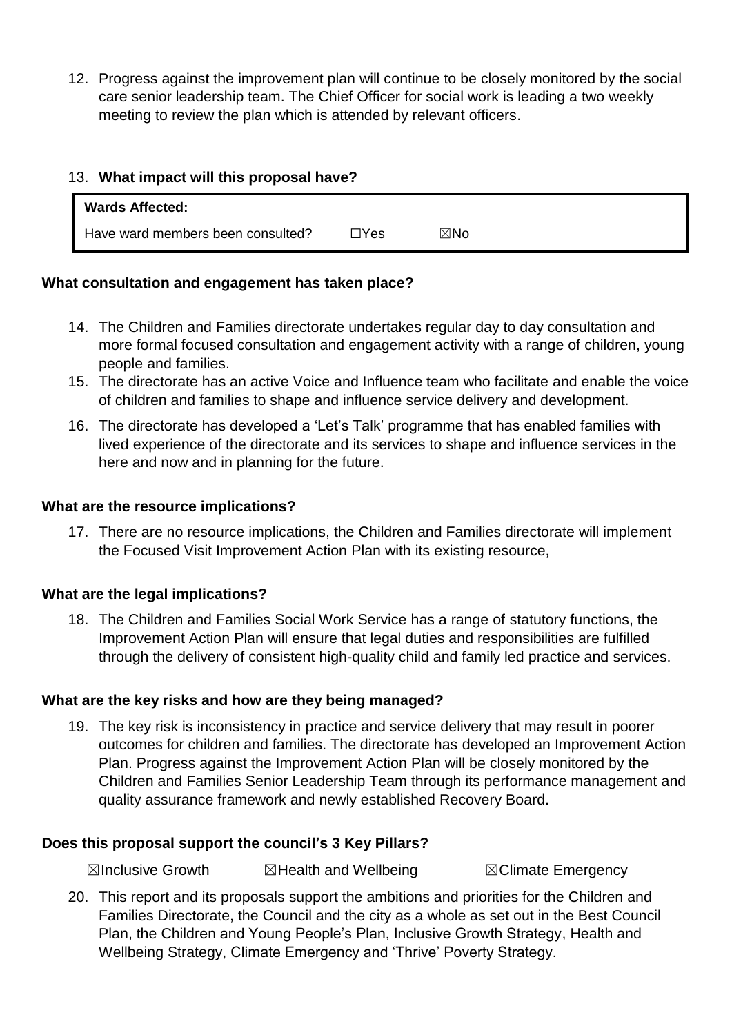12. Progress against the improvement plan will continue to be closely monitored by the social care senior leadership team. The Chief Officer for social work is leading a two weekly meeting to review the plan which is attended by relevant officers.

13. **What impact will this proposal have?**

| **Wards Affected:** | | |
|---|---|---|
| Have ward members been consulted? | ☐Yes | ☒No |

**What consultation and engagement has taken place?**

14. The Children and Families directorate undertakes regular day to day consultation and more formal focused consultation and engagement activity with a range of children, young people and families.
15. The directorate has an active Voice and Influence team who facilitate and enable the voice of children and families to shape and influence service delivery and development.
16. The directorate has developed a 'Let's Talk' programme that has enabled families with lived experience of the directorate and its services to shape and influence services in the here and now and in planning for the future.

**What are the resource implications?**

17. There are no resource implications, the Children and Families directorate will implement the Focused Visit Improvement Action Plan with its existing resource,

**What are the legal implications?**

18. The Children and Families Social Work Service has a range of statutory functions, the Improvement Action Plan will ensure that legal duties and responsibilities are fulfilled through the delivery of consistent high-quality child and family led practice and services.

**What are the key risks and how are they being managed?**

19. The key risk is inconsistency in practice and service delivery that may result in poorer outcomes for children and families. The directorate has developed an Improvement Action Plan. Progress against the Improvement Action Plan will be closely monitored by the Children and Families Senior Leadership Team through its performance management and quality assurance framework and newly established Recovery Board.

**Does this proposal support the council's 3 Key Pillars?**

☒Inclusive Growth ☒Health and Wellbeing ☒Climate Emergency

20. This report and its proposals support the ambitions and priorities for the Children and Families Directorate, the Council and the city as a whole as set out in the Best Council Plan, the Children and Young People's Plan, Inclusive Growth Strategy, Health and Wellbeing Strategy, Climate Emergency and 'Thrive' Poverty Strategy.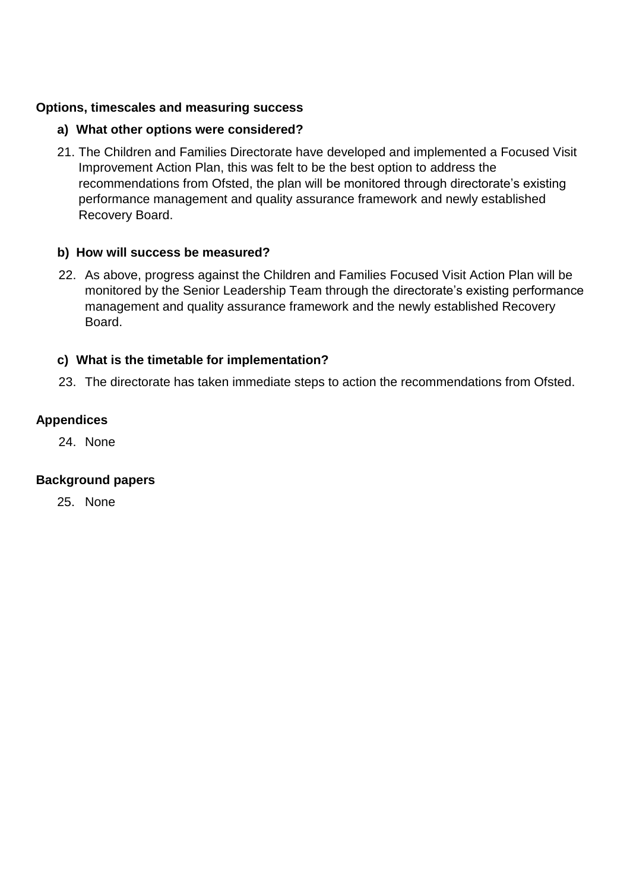**Options, timescales and measuring success**

**a) What other options were considered?**

21. The Children and Families Directorate have developed and implemented a Focused Visit Improvement Action Plan, this was felt to be the best option to address the recommendations from Ofsted, the plan will be monitored through directorate's existing performance management and quality assurance framework and newly established Recovery Board.

**b) How will success be measured?**

22. As above, progress against the Children and Families Focused Visit Action Plan will be monitored by the Senior Leadership Team through the directorate's existing performance management and quality assurance framework and the newly established Recovery Board.

**c) What is the timetable for implementation?**

23. The directorate has taken immediate steps to action the recommendations from Ofsted.

**Appendices**

24. None

**Background papers**

25. None